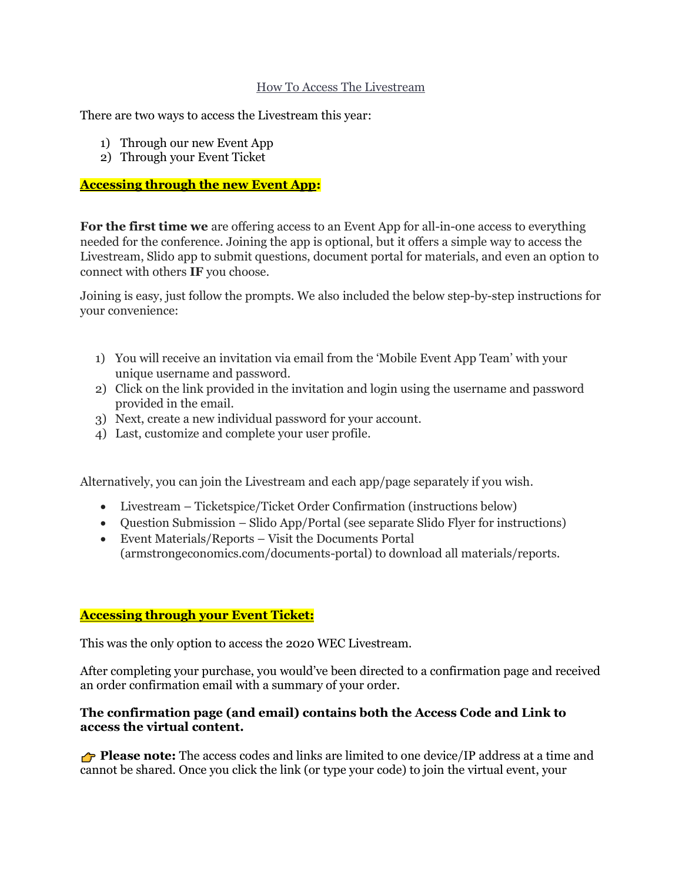# How To Access The Livestream

There are two ways to access the Livestream this year:

1) Through our new Event App
2) Through your Event Ticket

## **Accessing through the new Event App:**

**For the first time we** are offering access to an Event App for all-in-one access to everything needed for the conference. Joining the app is optional, but it offers a simple way to access the Livestream, Slido app to submit questions, document portal for materials, and even an option to connect with others **IF** you choose.

Joining is easy, just follow the prompts. We also included the below step-by-step instructions for your convenience:

1) You will receive an invitation via email from the 'Mobile Event App Team' with your unique username and password.
2) Click on the link provided in the invitation and login using the username and password provided in the email.
3) Next, create a new individual password for your account.
4) Last, customize and complete your user profile.

Alternatively, you can join the Livestream and each app/page separately if you wish.

- Livestream – Ticketspice/Ticket Order Confirmation (instructions below)
- Question Submission – Slido App/Portal (see separate Slido Flyer for instructions)
- Event Materials/Reports – Visit the Documents Portal (armstrongeconomics.com/documents-portal) to download all materials/reports.

## **Accessing through your Event Ticket:**

This was the only option to access the 2020 WEC Livestream.

After completing your purchase, you would've been directed to a confirmation page and received an order confirmation email with a summary of your order.

**The confirmation page (and email) contains both the Access Code and Link to access the virtual content.**

👉 **Please note:** The access codes and links are limited to one device/IP address at a time and cannot be shared. Once you click the link (or type your code) to join the virtual event, your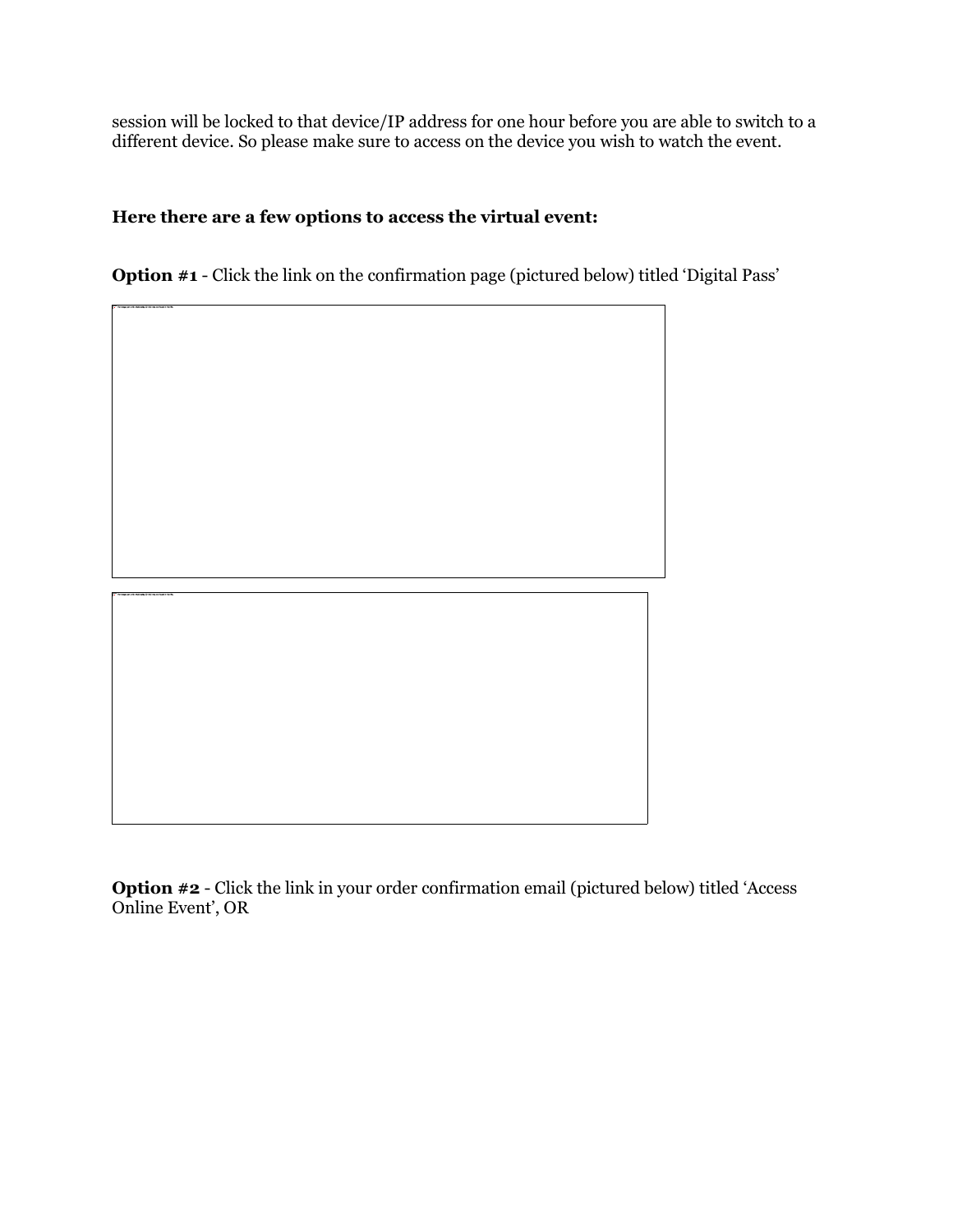session will be locked to that device/IP address for one hour before you are able to switch to a different device. So please make sure to access on the device you wish to watch the event.

**Here there are a few options to access the virtual event:**

**Option #1** - Click the link on the confirmation page (pictured below) titled 'Digital Pass'

**Option #2** - Click the link in your order confirmation email (pictured below) titled 'Access Online Event', OR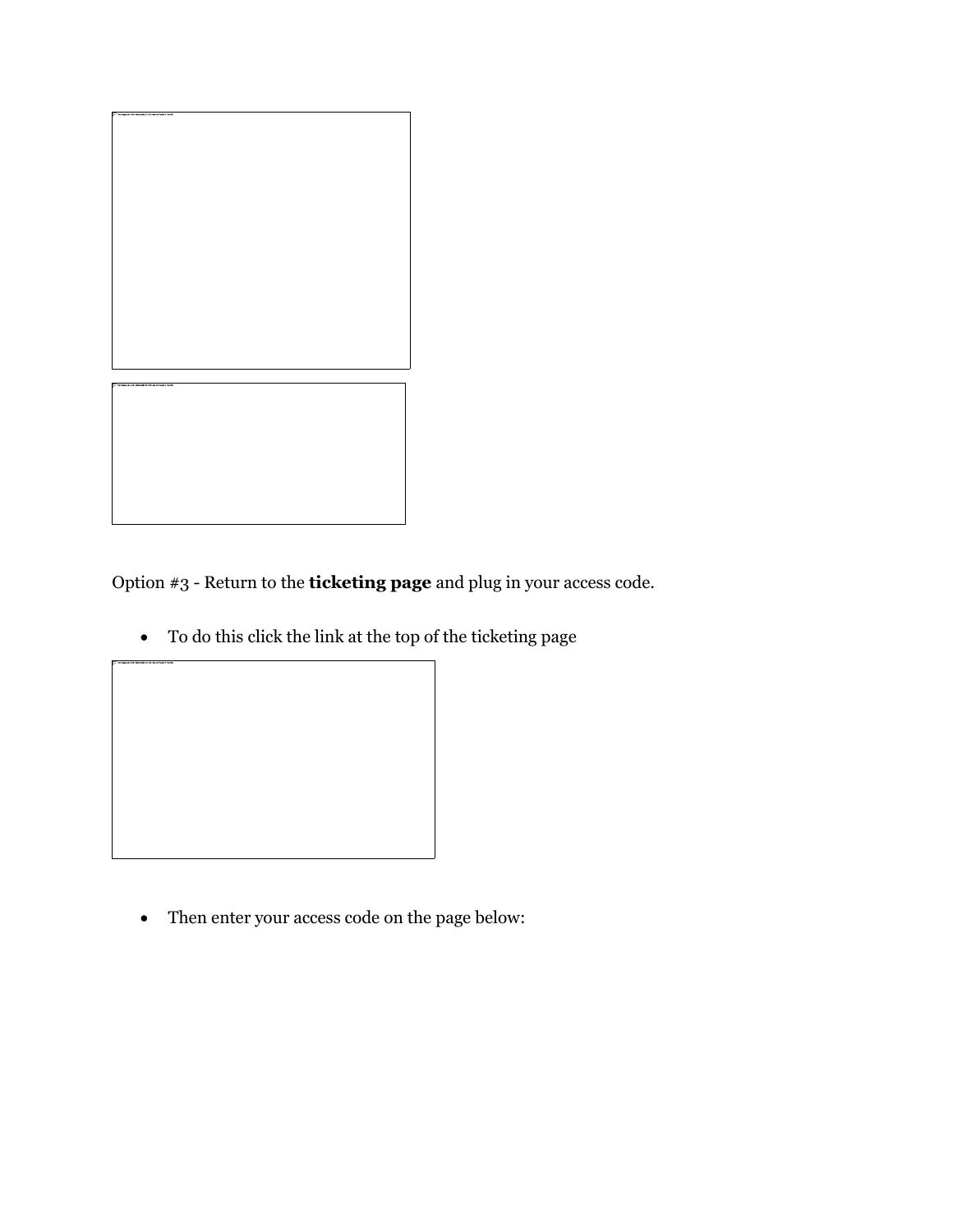Option #3 - Return to the **ticketing page** and plug in your access code.

- To do this click the link at the top of the ticketing page

- Then enter your access code on the page below: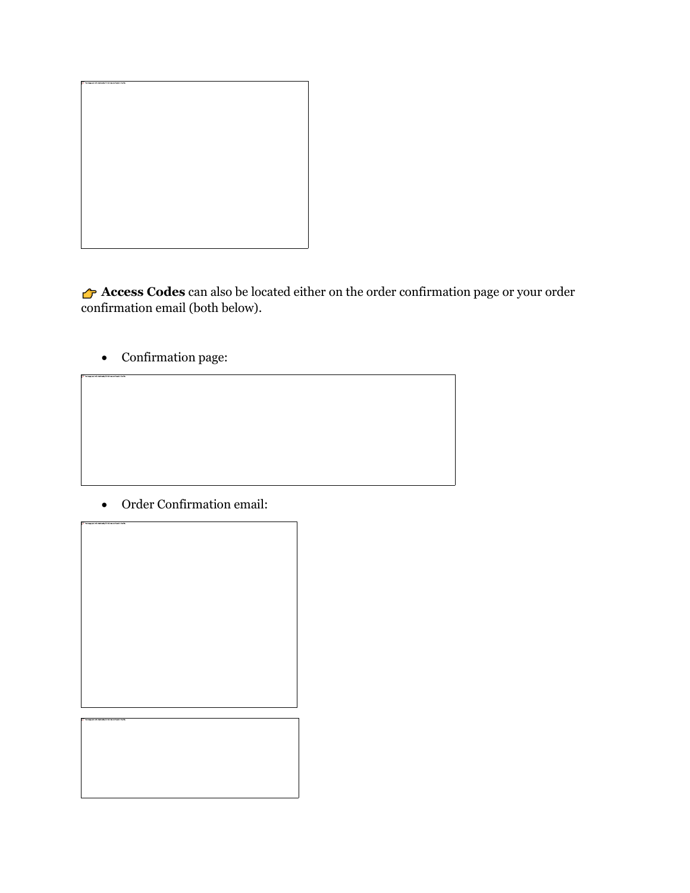👉 **Access Codes** can also be located either on the order confirmation page or your order confirmation email (both below).

- Confirmation page:

- Order Confirmation email: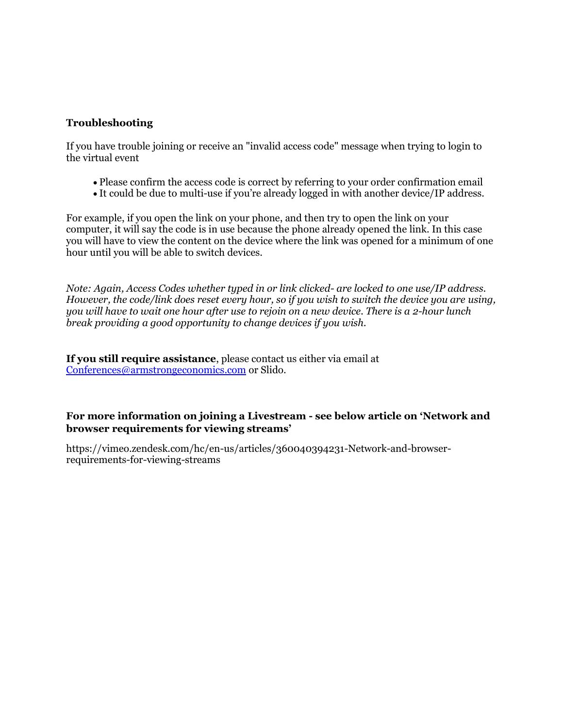**Troubleshooting**

If you have trouble joining or receive an "invalid access code" message when trying to login to the virtual event

- Please confirm the access code is correct by referring to your order confirmation email
- It could be due to multi-use if you're already logged in with another device/IP address.

For example, if you open the link on your phone, and then try to open the link on your computer, it will say the code is in use because the phone already opened the link. In this case you will have to view the content on the device where the link was opened for a minimum of one hour until you will be able to switch devices.

*Note: Again, Access Codes whether typed in or link clicked- are locked to one use/IP address. However, the code/link does reset every hour, so if you wish to switch the device you are using, you will have to wait one hour after use to rejoin on a new device. There is a 2-hour lunch break providing a good opportunity to change devices if you wish.*

**If you still require assistance**, please contact us either via email at Conferences@armstrongeconomics.com or Slido.

**For more information on joining a Livestream - see below article on 'Network and browser requirements for viewing streams'**

https://vimeo.zendesk.com/hc/en-us/articles/360040394231-Network-and-browser-requirements-for-viewing-streams